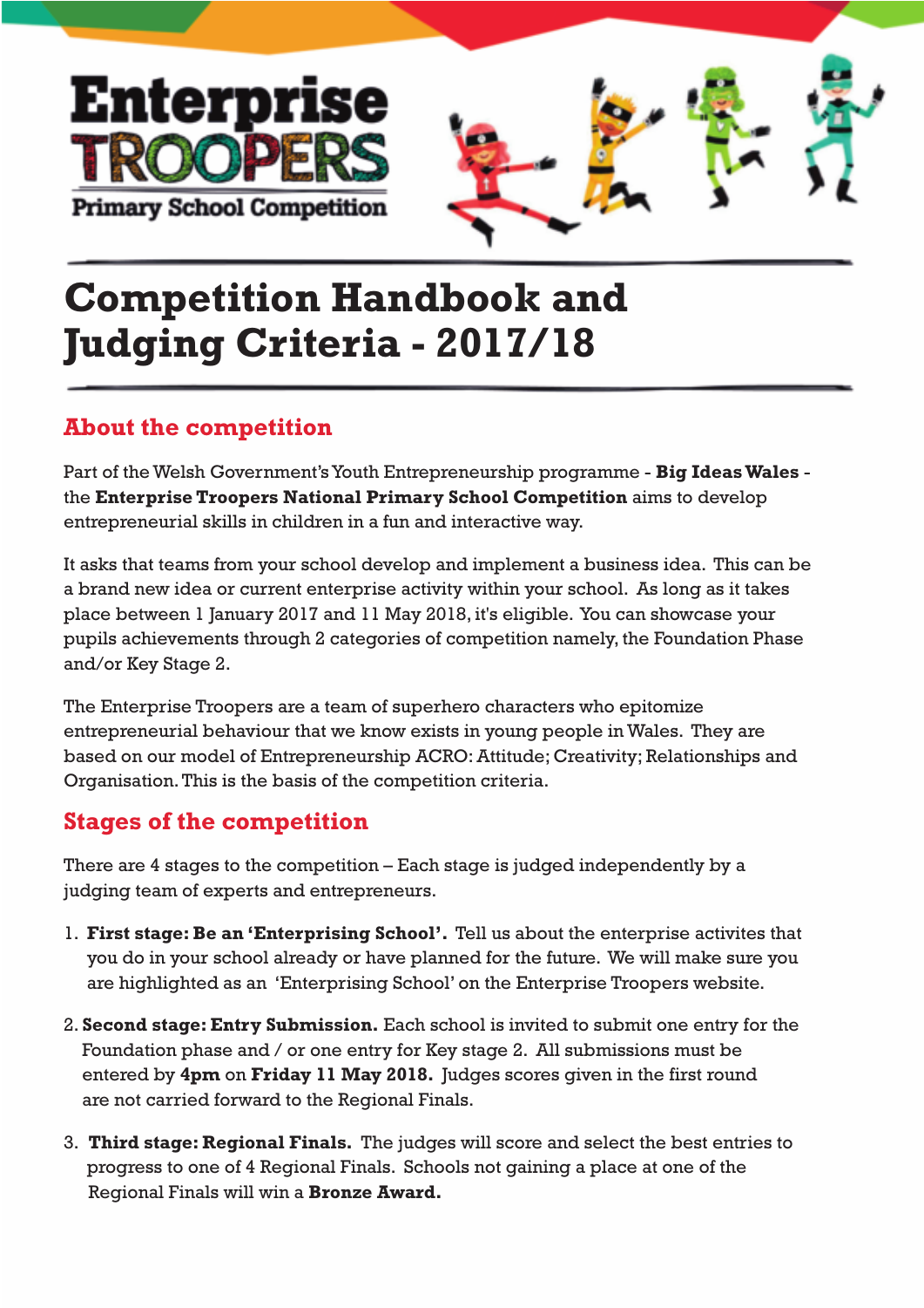# Enterprise TROOPERS

Primary School Competition

# Competition Handbook and Judging Criteria - 2017/18

## About the competition

Part of the Welsh Government's Youth Entrepreneurship programme - **Big Ideas Wales** - the **Enterprise Troopers National Primary School Competition** aims to develop entrepreneurial skills in children in a fun and interactive way.

It asks that teams from your school develop and implement a business idea. This can be a brand new idea or current enterprise activity within your school. As long as it takes place between 1 January 2017 and 11 May 2018, it's eligible. You can showcase your pupils achievements through 2 categories of competition namely, the Foundation Phase and/or Key Stage 2.

The Enterprise Troopers are a team of superhero characters who epitomize entrepreneurial behaviour that we know exists in young people in Wales. They are based on our model of Entrepreneurship ACRO: Attitude; Creativity; Relationships and Organisation. This is the basis of the competition criteria.

## Stages of the competition

There are 4 stages to the competition – Each stage is judged independently by a judging team of experts and entrepreneurs.

1. **First stage: Be an 'Enterprising School'.** Tell us about the enterprise activites that you do in your school already or have planned for the future. We will make sure you are highlighted as an 'Enterprising School' on the Enterprise Troopers website.
2. **Second stage: Entry Submission.** Each school is invited to submit one entry for the Foundation phase and / or one entry for Key stage 2. All submissions must be entered by **4pm** on **Friday 11 May 2018.** Judges scores given in the first round are not carried forward to the Regional Finals.
3. **Third stage: Regional Finals.** The judges will score and select the best entries to progress to one of 4 Regional Finals. Schools not gaining a place at one of the Regional Finals will win a **Bronze Award.**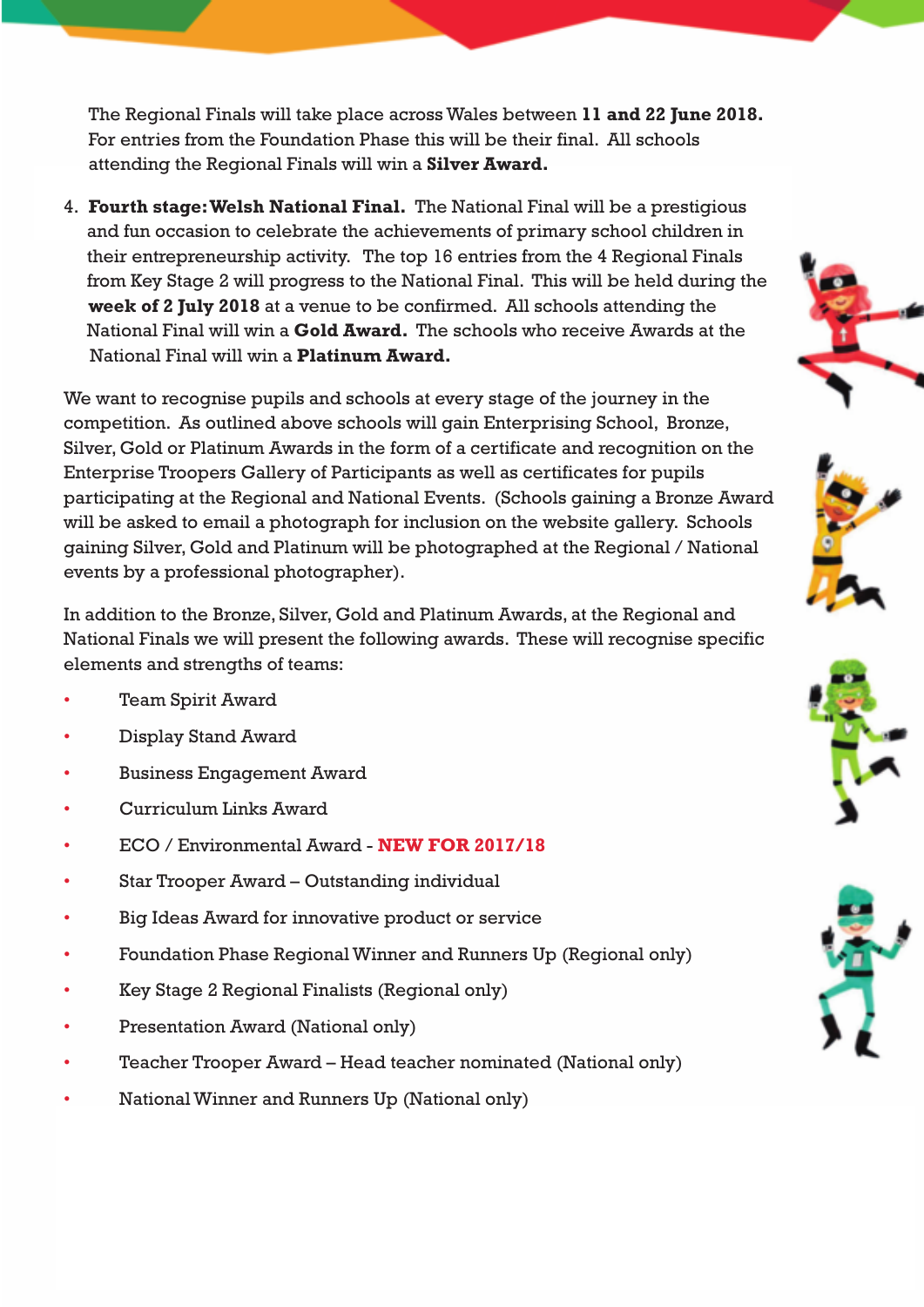The Regional Finals will take place across Wales between **11 and 22 June 2018.** For entries from the Foundation Phase this will be their final. All schools attending the Regional Finals will win a **Silver Award.**

4. **Fourth stage: Welsh National Final.** The National Final will be a prestigious and fun occasion to celebrate the achievements of primary school children in their entrepreneurship activity. The top 16 entries from the 4 Regional Finals from Key Stage 2 will progress to the National Final. This will be held during the **week of 2 July 2018** at a venue to be confirmed. All schools attending the National Final will win a **Gold Award.** The schools who receive Awards at the National Final will win a **Platinum Award.**

We want to recognise pupils and schools at every stage of the journey in the competition. As outlined above schools will gain Enterprising School, Bronze, Silver, Gold or Platinum Awards in the form of a certificate and recognition on the Enterprise Troopers Gallery of Participants as well as certificates for pupils participating at the Regional and National Events. (Schools gaining a Bronze Award will be asked to email a photograph for inclusion on the website gallery. Schools gaining Silver, Gold and Platinum will be photographed at the Regional / National events by a professional photographer).

In addition to the Bronze, Silver, Gold and Platinum Awards, at the Regional and National Finals we will present the following awards. These will recognise specific elements and strengths of teams:

- Team Spirit Award
- Display Stand Award
- Business Engagement Award
- Curriculum Links Award
- ECO / Environmental Award - **NEW FOR 2017/18**
- Star Trooper Award – Outstanding individual
- Big Ideas Award for innovative product or service
- Foundation Phase Regional Winner and Runners Up (Regional only)
- Key Stage 2 Regional Finalists (Regional only)
- Presentation Award (National only)
- Teacher Trooper Award – Head teacher nominated (National only)
- National Winner and Runners Up (National only)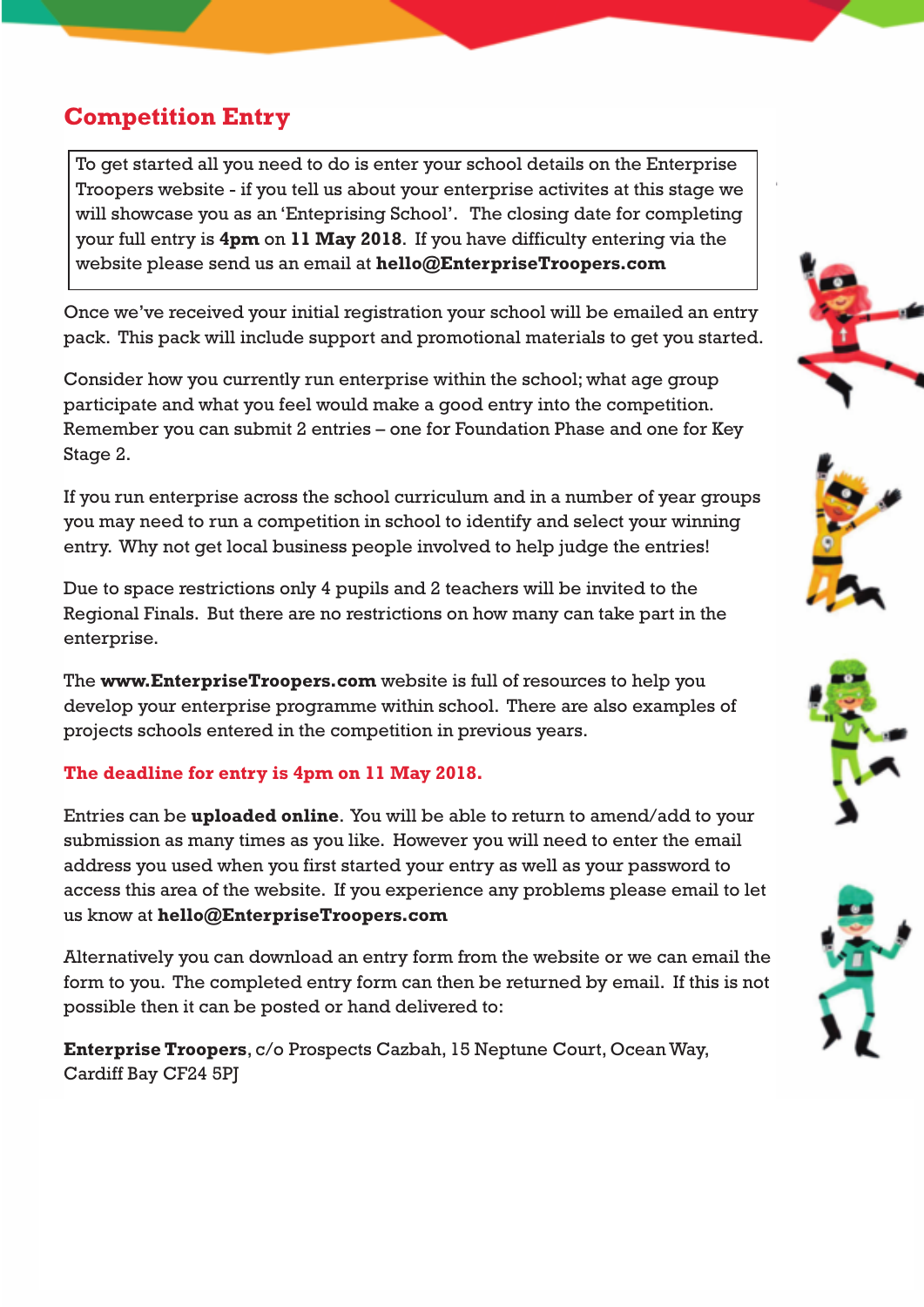## Competition Entry

To get started all you need to do is enter your school details on the Enterprise Troopers website - if you tell us about your enterprise activites at this stage we will showcase you as an 'Eteprising School'. The closing date for completing your full entry is **4pm** on **11 May 2018**. If you have difficulty entering via the website please send us an email at **hello@EnterpriseTroopers.com**

Once we've received your initial registration your school will be emailed an entry pack. This pack will include support and promotional materials to get you started.

Consider how you currently run enterprise within the school; what age group participate and what you feel would make a good entry into the competition. Remember you can submit 2 entries – one for Foundation Phase and one for Key Stage 2.

If you run enterprise across the school curriculum and in a number of year groups you may need to run a competition in school to identify and select your winning entry. Why not get local business people involved to help judge the entries!

Due to space restrictions only 4 pupils and 2 teachers will be invited to the Regional Finals. But there are no restrictions on how many can take part in the enterprise.

The **www.EnterpriseTroopers.com** website is full of resources to help you develop your enterprise programme within school. There are also examples of projects schools entered in the competition in previous years.

**The deadline for entry is 4pm on 11 May 2018.**

Entries can be **uploaded online**. You will be able to return to amend/add to your submission as many times as you like. However you will need to enter the email address you used when you first started your entry as well as your password to access this area of the website. If you experience any problems please email to let us know at **hello@EnterpriseTroopers.com**

Alternatively you can download an entry form from the website or we can email the form to you. The completed entry form can then be returned by email. If this is not possible then it can be posted or hand delivered to:

**Enterprise Troopers**, c/o Prospects Cazbah, 15 Neptune Court, Ocean Way, Cardiff Bay CF24 5PJ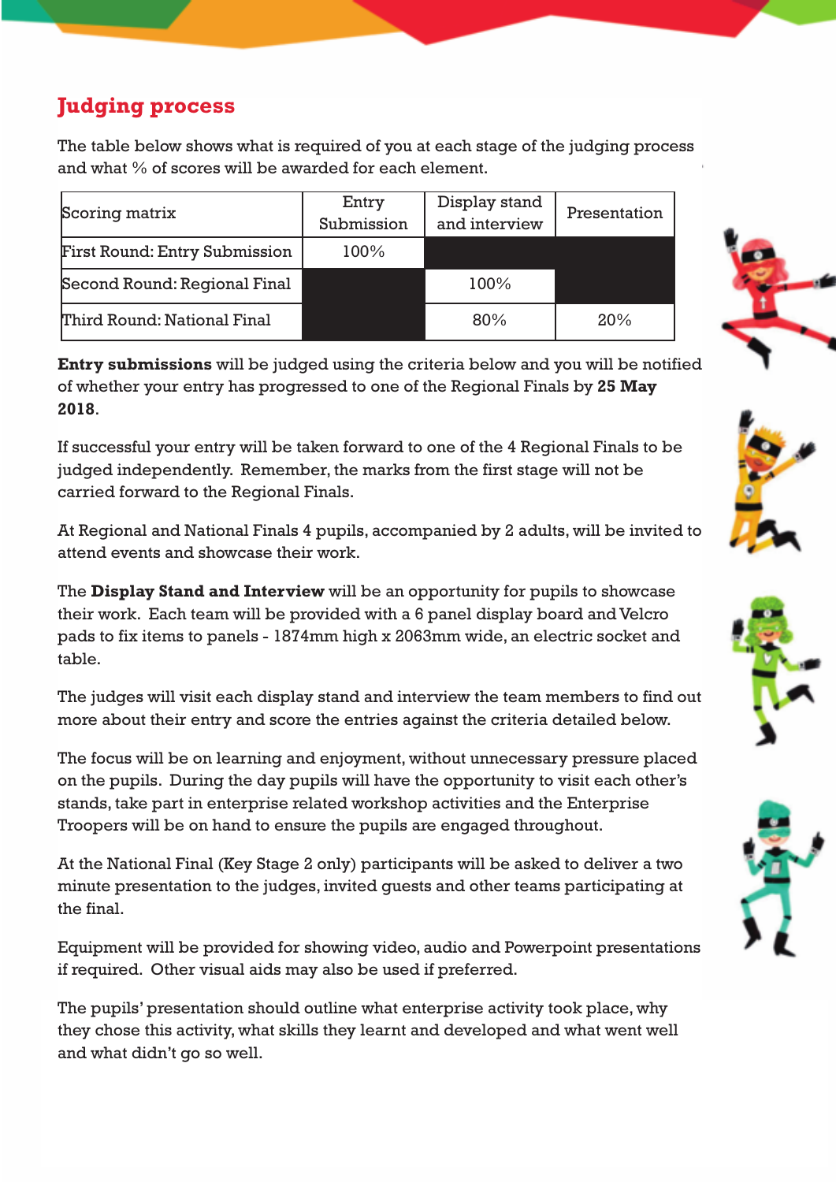# Judging process

The table below shows what is required of you at each stage of the judging process and what % of scores will be awarded for each element.

| Scoring matrix | Entry Submission | Display stand and interview | Presentation |
|---|---|---|---|
| First Round: Entry Submission | 100% | | |
| Second Round: Regional Final | | 100% | |
| Third Round: National Final | | 80% | 20% |

**Entry submissions** will be judged using the criteria below and you will be notified of whether your entry has progressed to one of the Regional Finals by **25 May 2018**.

If successful your entry will be taken forward to one of the 4 Regional Finals to be judged independently. Remember, the marks from the first stage will not be carried forward to the Regional Finals.

At Regional and National Finals 4 pupils, accompanied by 2 adults, will be invited to attend events and showcase their work.

The **Display Stand and Interview** will be an opportunity for pupils to showcase their work. Each team will be provided with a 6 panel display board and Velcro pads to fix items to panels - 1874mm high x 2063mm wide, an electric socket and table.

The judges will visit each display stand and interview the team members to find out more about their entry and score the entries against the criteria detailed below.

The focus will be on learning and enjoyment, without unnecessary pressure placed on the pupils. During the day pupils will have the opportunity to visit each other's stands, take part in enterprise related workshop activities and the Enterprise Troopers will be on hand to ensure the pupils are engaged throughout.

At the National Final (Key Stage 2 only) participants will be asked to deliver a two minute presentation to the judges, invited guests and other teams participating at the final.

Equipment will be provided for showing video, audio and Powerpoint presentations if required. Other visual aids may also be used if preferred.

The pupils' presentation should outline what enterprise activity took place, why they chose this activity, what skills they learnt and developed and what went well and what didn't go so well.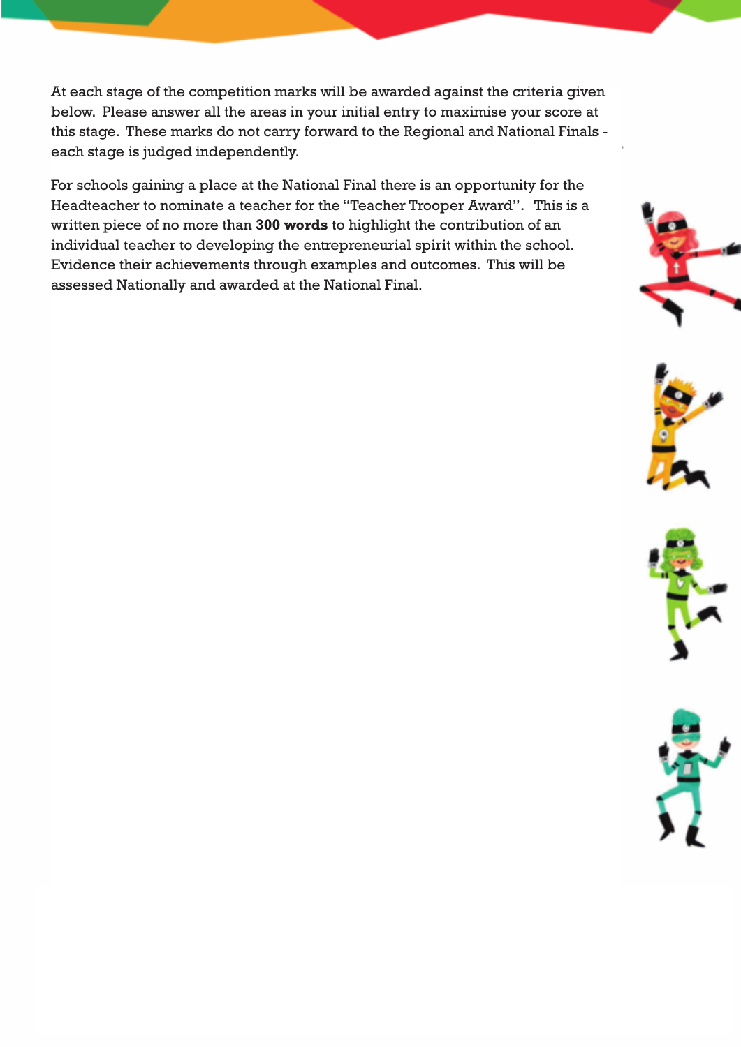At each stage of the competition marks will be awarded against the criteria given below. Please answer all the areas in your initial entry to maximise your score at this stage. These marks do not carry forward to the Regional and National Finals - each stage is judged independently.

For schools gaining a place at the National Final there is an opportunity for the Headteacher to nominate a teacher for the "Teacher Trooper Award". This is a written piece of no more than **300 words** to highlight the contribution of an individual teacher to developing the entrepreneurial spirit within the school. Evidence their achievements through examples and outcomes. This will be assessed Nationally and awarded at the National Final.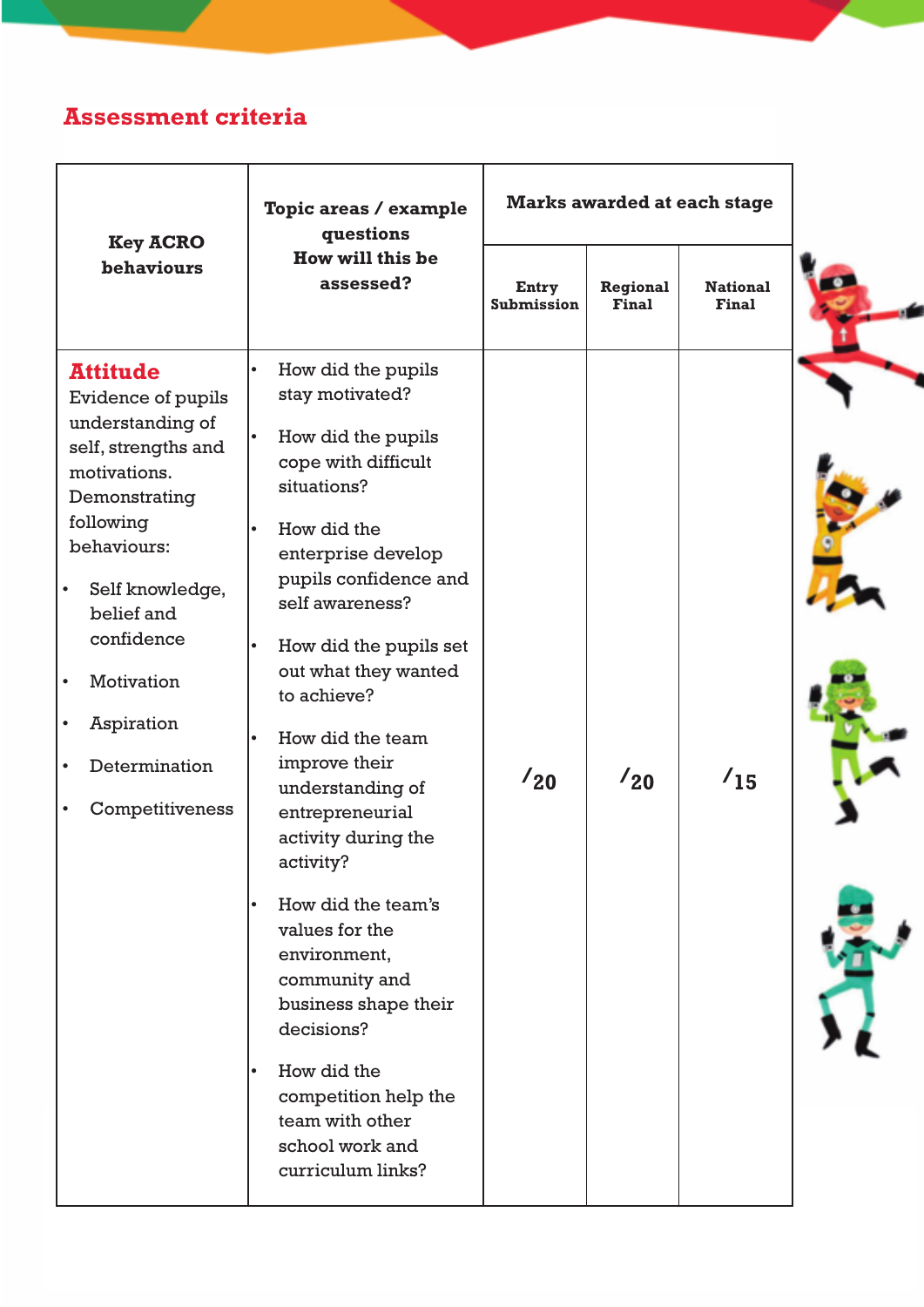## Assessment criteria

| Key ACRO behaviours | Topic areas / example questions How will this be assessed? | Marks awarded at each stage | | |
|---|---|---|---|---|
| | | Entry Submission | Regional Final | National Final |
| **Attitude**<br>Evidence of pupils understanding of self, strengths and motivations. Demonstrating following behaviours:<br>• Self knowledge, belief and confidence<br>• Motivation<br>• Aspiration<br>• Determination<br>• Competitiveness | • How did the pupils stay motivated?<br>• How did the pupils cope with difficult situations?<br>• How did the enterprise develop pupils confidence and self awareness?<br>• How did the pupils set out what they wanted to achieve?<br>• How did the team improve their understanding of entrepreneurial activity during the activity?<br>• How did the team's values for the environment, community and business shape their decisions?<br>• How did the competition help the team with other school work and curriculum links? | /20 | /20 | /15 |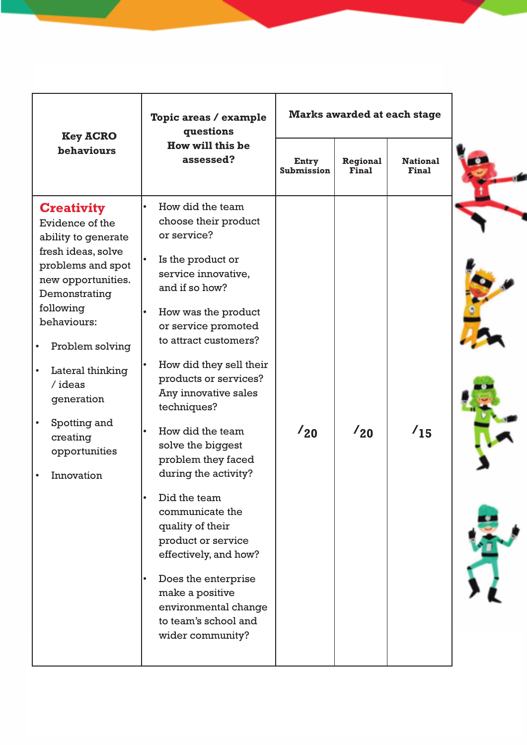| Key ACRO behaviours | Topic areas / example questions<br>How will this be assessed? | Marks awarded at each stage | | |
|---|---|---|---|---|
| | | Entry Submission | Regional Final | National Final |
| **Creativity**<br>Evidence of the ability to generate fresh ideas, solve problems and spot new opportunities. Demonstrating following behaviours:<br>• Problem solving<br>• Lateral thinking / ideas generation<br>• Spotting and creating opportunities<br>• Innovation | • How did the team choose their product or service?<br>• Is the product or service innovative, and if so how?<br>• How was the product or service promoted to attract customers?<br>• How did they sell their products or services? Any innovative sales techniques?<br>• How did the team solve the biggest problem they faced during the activity?<br>• Did the team communicate the quality of their product or service effectively, and how?<br>• Does the enterprise make a positive environmental change to team's school and wider community? | /20 | /20 | /15 |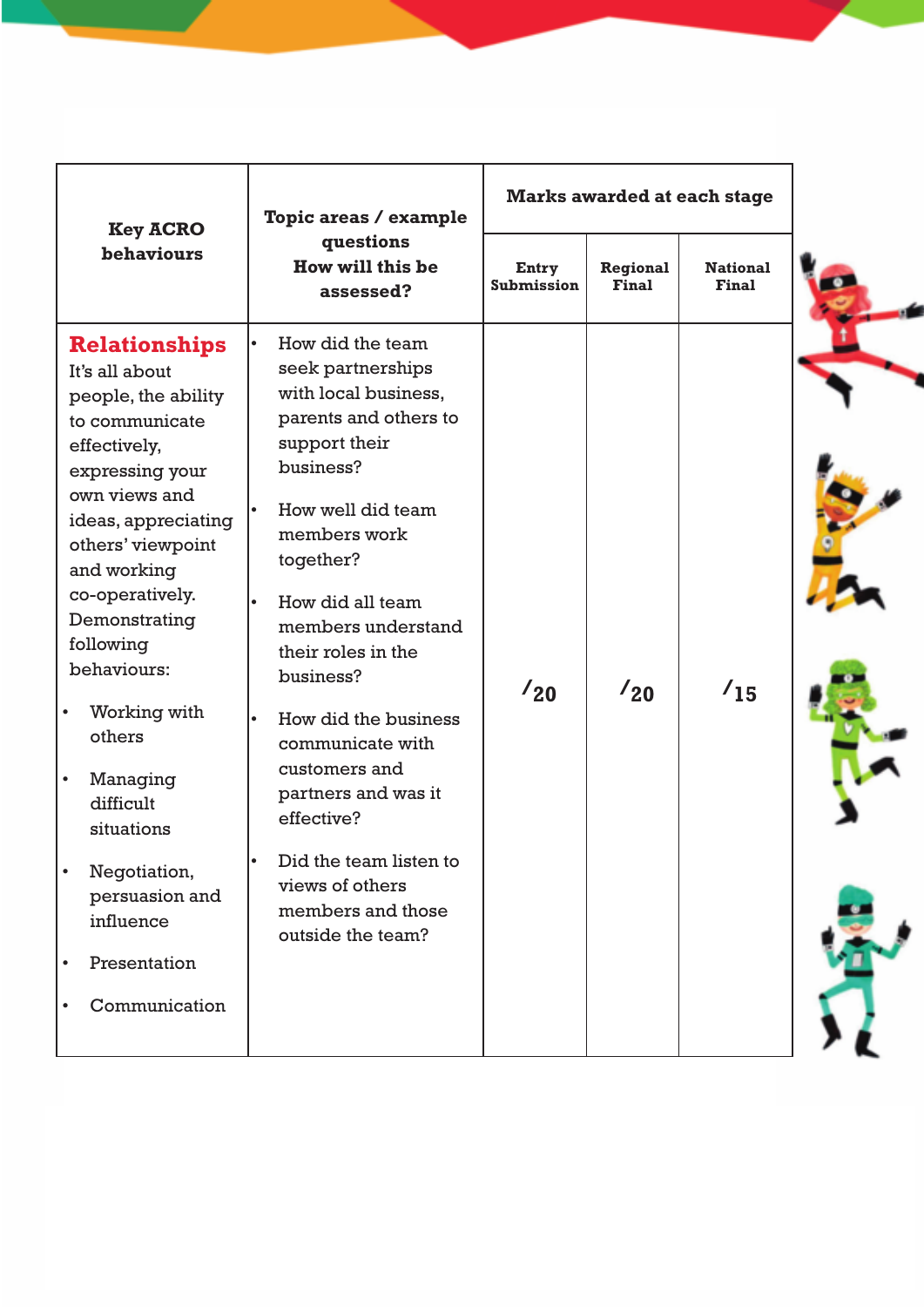| Key ACRO behaviours | Topic areas / example questions How will this be assessed? | Marks awarded at each stage | | |
|---|---|---|---|---|
| | | Entry Submission | Regional Final | National Final |
| **Relationships** It's all about people, the ability to communicate effectively, expressing your own views and ideas, appreciating others' viewpoint and working co-operatively. Demonstrating following behaviours: <br>• Working with others <br>• Managing difficult situations <br>• Negotiation, persuasion and influence <br>• Presentation <br>• Communication | • How did the team seek partnerships with local business, parents and others to support their business? <br>• How well did team members work together? <br>• How did all team members understand their roles in the business? <br>• How did the business communicate with customers and partners and was it effective? <br>• Did the team listen to views of others members and those outside the team? | /20 | /20 | /15 |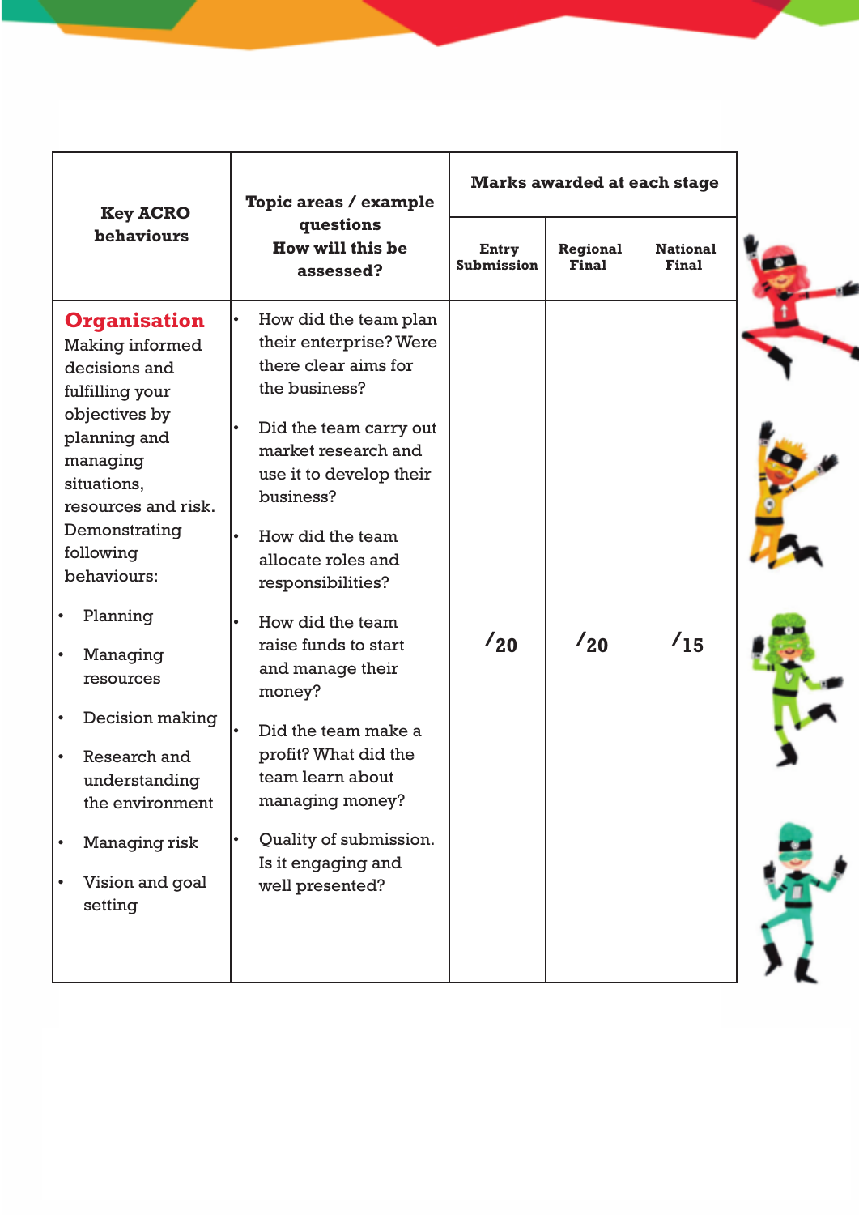| Key ACRO behaviours | Topic areas / example questions<br>How will this be assessed? | Marks awarded at each stage | | |
|---|---|---|---|---|
| | | Entry Submission | Regional Final | National Final |
| **Organisation**<br>Making informed decisions and fulfilling your objectives by planning and managing situations, resources and risk. Demonstrating following behaviours:<br>• Planning<br>• Managing resources<br>• Decision making<br>• Research and understanding the environment<br>• Managing risk<br>• Vision and goal setting | • How did the team plan their enterprise? Were there clear aims for the business?<br>• Did the team carry out market research and use it to develop their business?<br>• How did the team allocate roles and responsibilities?<br>• How did the team raise funds to start and manage their money?<br>• Did the team make a profit? What did the team learn about managing money?<br>• Quality of submission. Is it engaging and well presented? | /20 | /20 | /15 |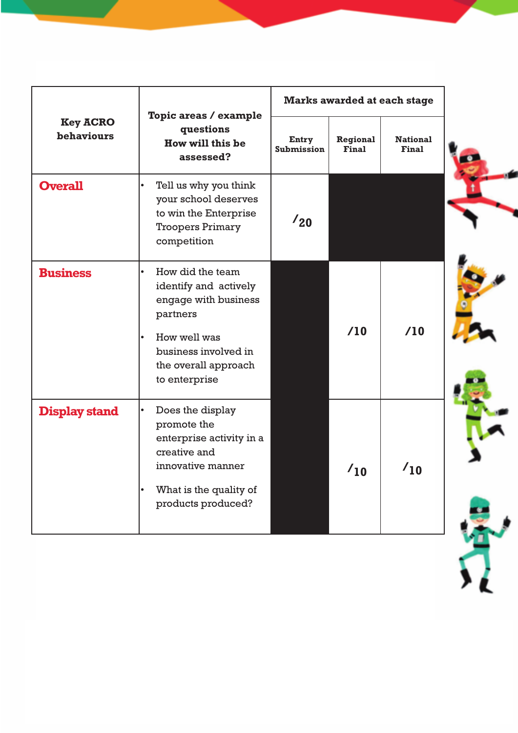| Key ACRO behaviours | Topic areas / example questions How will this be assessed? | Marks awarded at each stage | | |
|---|---|---|---|---|
| | | Entry Submission | Regional Final | National Final |
| **Overall** | • Tell us why you think your school deserves to win the Enterprise Troopers Primary competition | /20 | | |
| **Business** | • How did the team identify and actively engage with business partners<br>• How well was business involved in the overall approach to enterprise | | /10 | /10 |
| **Display stand** | • Does the display promote the enterprise activity in a creative and innovative manner<br>• What is the quality of products produced? | | /10 | /10 |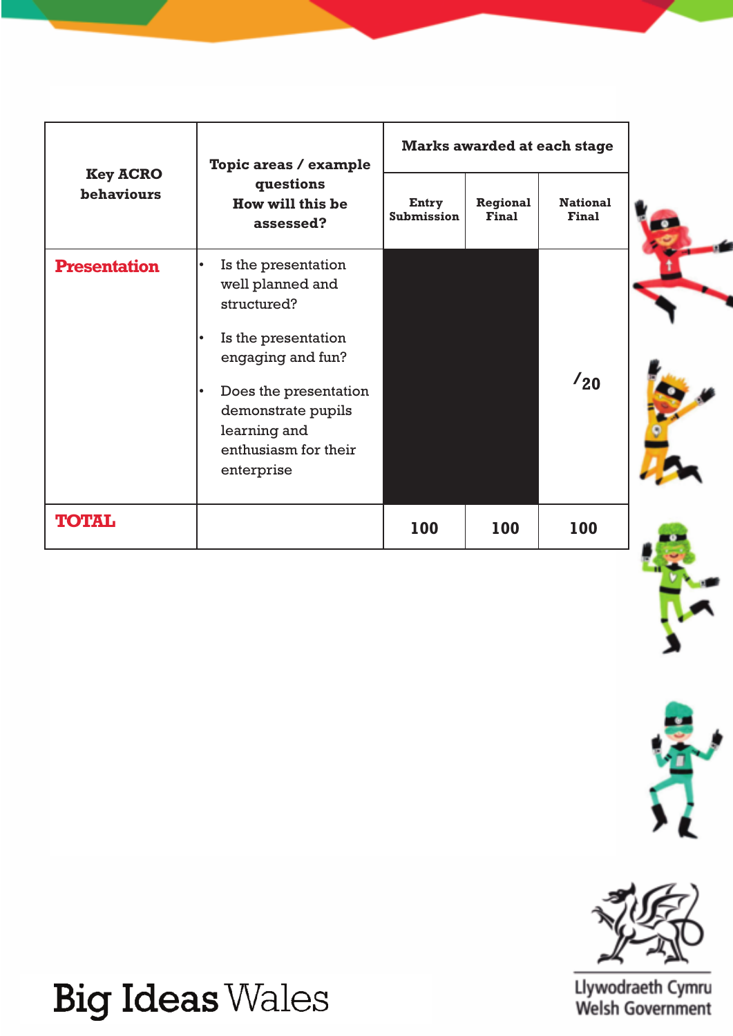| Key ACRO behaviours | Topic areas / example questions How will this be assessed? | Marks awarded at each stage | | |
|---|---|---|---|---|
| | | Entry Submission | Regional Final | National Final |
| **Presentation** | • Is the presentation well planned and structured?<br>• Is the presentation engaging and fun?<br>• Does the presentation demonstrate pupils learning and enthusiasm for their enterprise | | | /20 |
| **TOTAL** | | 100 | 100 | 100 |

Big Ideas Wales

Llywodraeth Cymru
Welsh Government